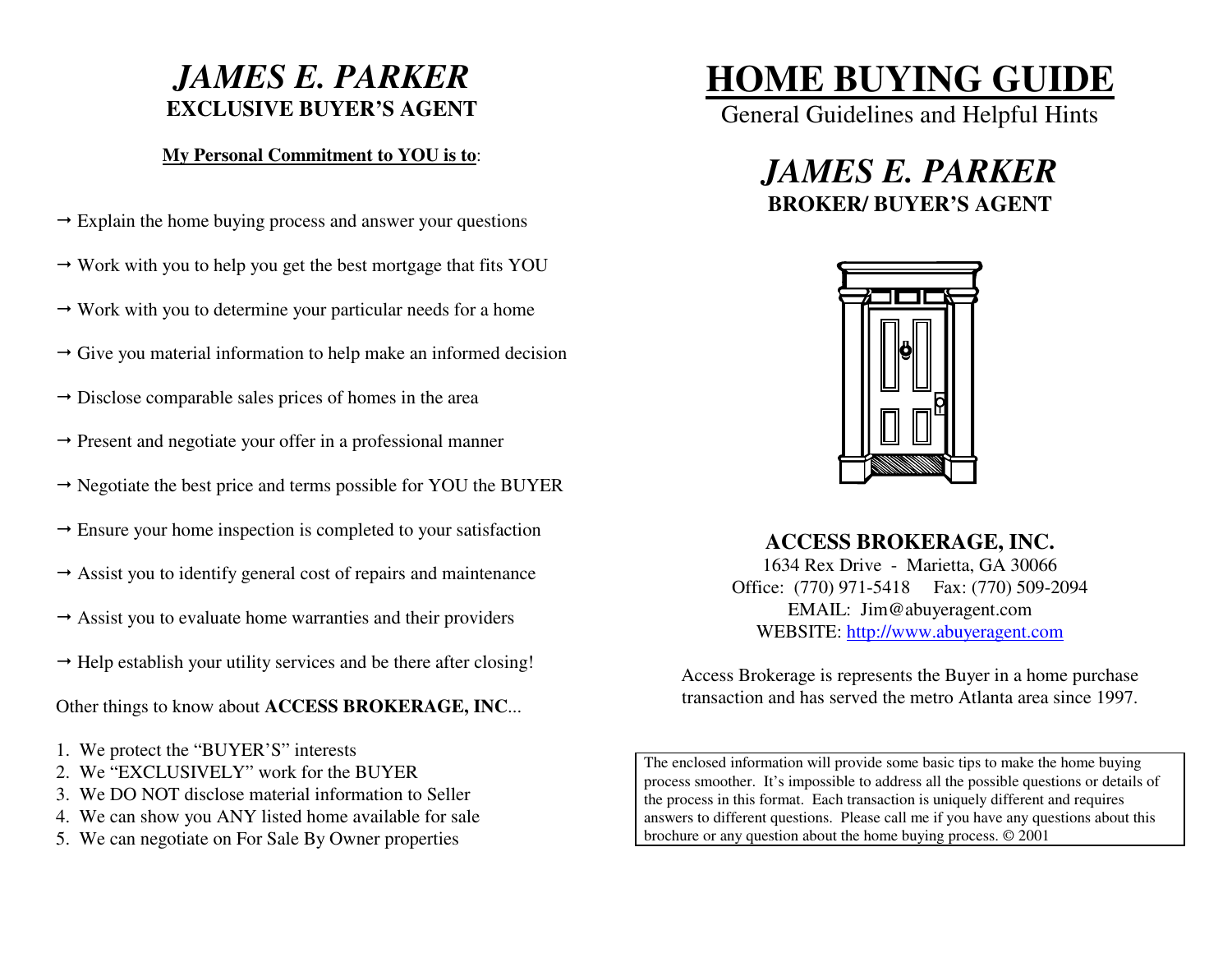# *JAMES E. PARKER*

**EXCLUSIVE BUYER'S AGENT**

**My Personal Commitment to YOU is to**:

→ Explain the home buying process and answer your questions

→ Work with you to help you get the best mortgage that fits YOU

→ Work with you to determine your particular needs for a home

→ Give you material information to help make an informed decision

→ Disclose comparable sales prices of homes in the area

→ Present and negotiate your offer in a professional manner

→ Negotiate the best price and terms possible for YOU the BUYER

→ Ensure your home inspection is completed to your satisfaction

→ Assist you to identify general cost of repairs and maintenance

→ Assist you to evaluate home warranties and their providers

→ Help establish your utility services and be there after closing!

Other things to know about **ACCESS BROKERAGE, INC**...

1. We protect the "BUYER'S" interests
2. We "EXCLUSIVELY" work for the BUYER
3. We DO NOT disclose material information to Seller
4. We can show you ANY listed home available for sale
5. We can negotiate on For Sale By Owner properties

# HOME BUYING GUIDE

General Guidelines and Helpful Hints

## *JAMES E. PARKER*

**BROKER/ BUYER'S AGENT**

**ACCESS BROKERAGE, INC.**

1634 Rex Drive - Marietta, GA 30066

Office: (770) 971-5418 Fax: (770) 509-2094

EMAIL: Jim@abuyeragent.com

WEBSITE: http://www.abuyeragent.com

Access Brokerage is represents the Buyer in a home purchase transaction and has served the metro Atlanta area since 1997.

The enclosed information will provide some basic tips to make the home buying process smoother. It's impossible to address all the possible questions or details of the process in this format. Each transaction is uniquely different and requires answers to different questions. Please call me if you have any questions about this brochure or any question about the home buying process. © 2001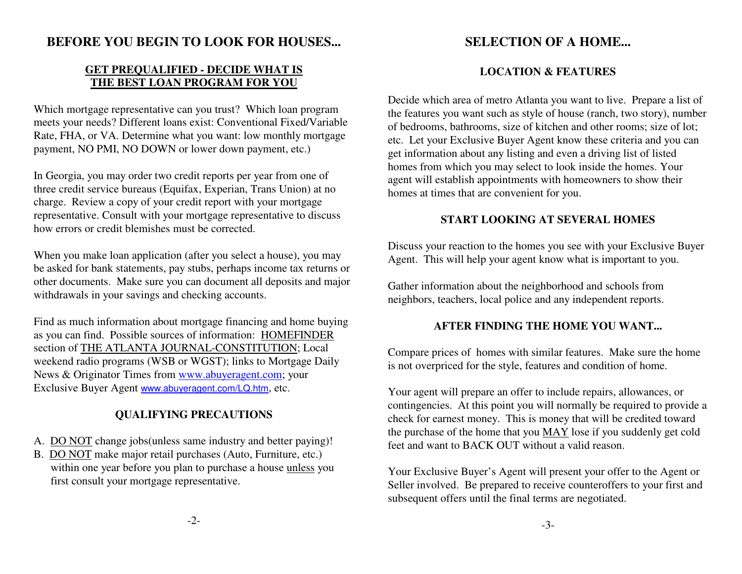# BEFORE YOU BEGIN TO LOOK FOR HOUSES...

## GET PREQUALIFIED - DECIDE WHAT IS THE BEST LOAN PROGRAM FOR YOU

Which mortgage representative can you trust? Which loan program meets your needs? Different loans exist: Conventional Fixed/Variable Rate, FHA, or VA. Determine what you want: low monthly mortgage payment, NO PMI, NO DOWN or lower down payment, etc.)

In Georgia, you may order two credit reports per year from one of three credit service bureaus (Equifax, Experian, Trans Union) at no charge. Review a copy of your credit report with your mortgage representative. Consult with your mortgage representative to discuss how errors or credit blemishes must be corrected.

When you make loan application (after you select a house), you may be asked for bank statements, pay stubs, perhaps income tax returns or other documents. Make sure you can document all deposits and major withdrawals in your savings and checking accounts.

Find as much information about mortgage financing and home buying as you can find. Possible sources of information: HOMEFINDER section of THE ATLANTA JOURNAL-CONSTITUTION; Local weekend radio programs (WSB or WGST); links to Mortgage Daily News & Originator Times from www.abuyeragent.com; your Exclusive Buyer Agent www.abuyeragent.com/LQ.htm, etc.

## QUALIFYING PRECAUTIONS

A. DO NOT change jobs(unless same industry and better paying)!
B. DO NOT make major retail purchases (Auto, Furniture, etc.) within one year before you plan to purchase a house unless you first consult your mortgage representative.

# SELECTION OF A HOME...

## LOCATION & FEATURES

Decide which area of metro Atlanta you want to live. Prepare a list of the features you want such as style of house (ranch, two story), number of bedrooms, bathrooms, size of kitchen and other rooms; size of lot; etc. Let your Exclusive Buyer Agent know these criteria and you can get information about any listing and even a driving list of listed homes from which you may select to look inside the homes. Your agent will establish appointments with homeowners to show their homes at times that are convenient for you.

## START LOOKING AT SEVERAL HOMES

Discuss your reaction to the homes you see with your Exclusive Buyer Agent. This will help your agent know what is important to you.

Gather information about the neighborhood and schools from neighbors, teachers, local police and any independent reports.

## AFTER FINDING THE HOME YOU WANT...

Compare prices of homes with similar features. Make sure the home is not overpriced for the style, features and condition of home.

Your agent will prepare an offer to include repairs, allowances, or contingencies. At this point you will normally be required to provide a check for earnest money. This is money that will be credited toward the purchase of the home that you MAY lose if you suddenly get cold feet and want to BACK OUT without a valid reason.

Your Exclusive Buyer's Agent will present your offer to the Agent or Seller involved. Be prepared to receive counteroffers to your first and subsequent offers until the final terms are negotiated.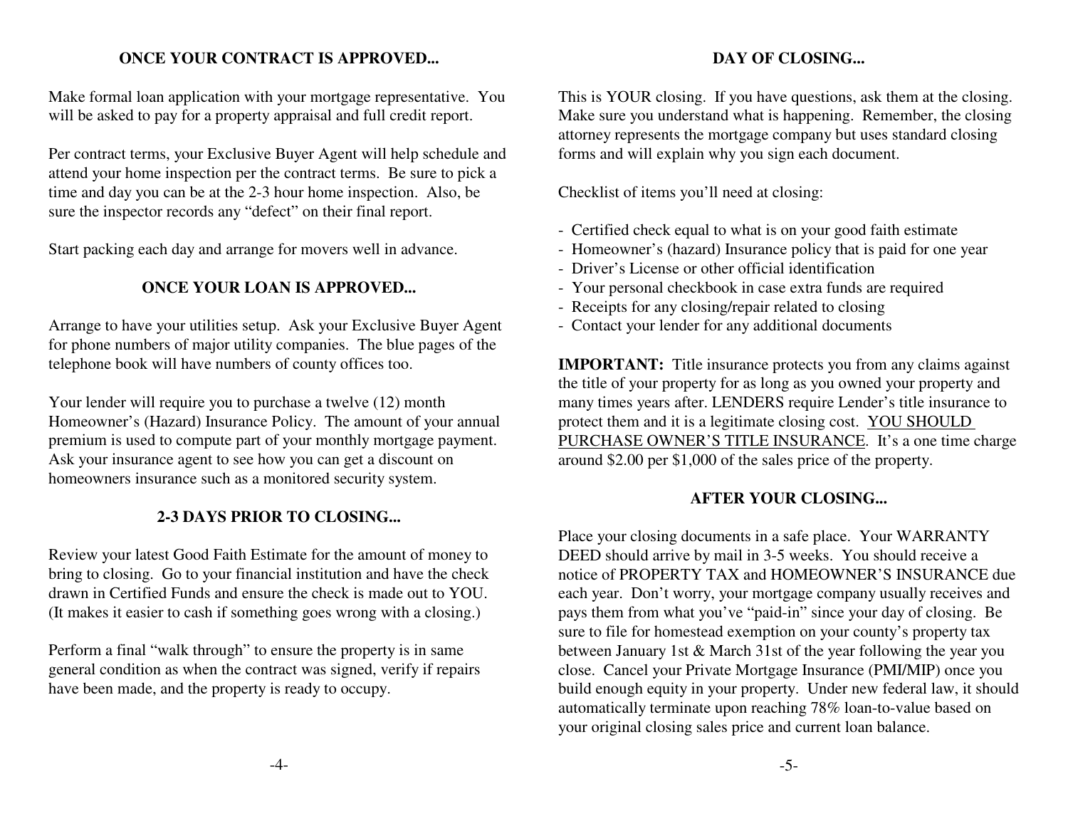## ONCE YOUR CONTRACT IS APPROVED...

Make formal loan application with your mortgage representative. You will be asked to pay for a property appraisal and full credit report.

Per contract terms, your Exclusive Buyer Agent will help schedule and attend your home inspection per the contract terms. Be sure to pick a time and day you can be at the 2-3 hour home inspection. Also, be sure the inspector records any "defect" on their final report.

Start packing each day and arrange for movers well in advance.

## ONCE YOUR LOAN IS APPROVED...

Arrange to have your utilities setup. Ask your Exclusive Buyer Agent for phone numbers of major utility companies. The blue pages of the telephone book will have numbers of county offices too.

Your lender will require you to purchase a twelve (12) month Homeowner's (Hazard) Insurance Policy. The amount of your annual premium is used to compute part of your monthly mortgage payment. Ask your insurance agent to see how you can get a discount on homeowners insurance such as a monitored security system.

## 2-3 DAYS PRIOR TO CLOSING...

Review your latest Good Faith Estimate for the amount of money to bring to closing. Go to your financial institution and have the check drawn in Certified Funds and ensure the check is made out to YOU. (It makes it easier to cash if something goes wrong with a closing.)

Perform a final "walk through" to ensure the property is in same general condition as when the contract was signed, verify if repairs have been made, and the property is ready to occupy.

## DAY OF CLOSING...

This is YOUR closing. If you have questions, ask them at the closing. Make sure you understand what is happening. Remember, the closing attorney represents the mortgage company but uses standard closing forms and will explain why you sign each document.

Checklist of items you'll need at closing:

- Certified check equal to what is on your good faith estimate
- Homeowner's (hazard) Insurance policy that is paid for one year
- Driver's License or other official identification
- Your personal checkbook in case extra funds are required
- Receipts for any closing/repair related to closing
- Contact your lender for any additional documents

**IMPORTANT:** Title insurance protects you from any claims against the title of your property for as long as you owned your property and many times years after. LENDERS require Lender's title insurance to protect them and it is a legitimate closing cost. <u>YOU SHOULD PURCHASE OWNER'S TITLE INSURANCE</u>. It's a one time charge around $2.00 per $1,000 of the sales price of the property.

## AFTER YOUR CLOSING...

Place your closing documents in a safe place. Your WARRANTY DEED should arrive by mail in 3-5 weeks. You should receive a notice of PROPERTY TAX and HOMEOWNER'S INSURANCE due each year. Don't worry, your mortgage company usually receives and pays them from what you've "paid-in" since your day of closing. Be sure to file for homestead exemption on your county's property tax between January 1st & March 31st of the year following the year you close. Cancel your Private Mortgage Insurance (PMI/MIP) once you build enough equity in your property. Under new federal law, it should automatically terminate upon reaching 78% loan-to-value based on your original closing sales price and current loan balance.